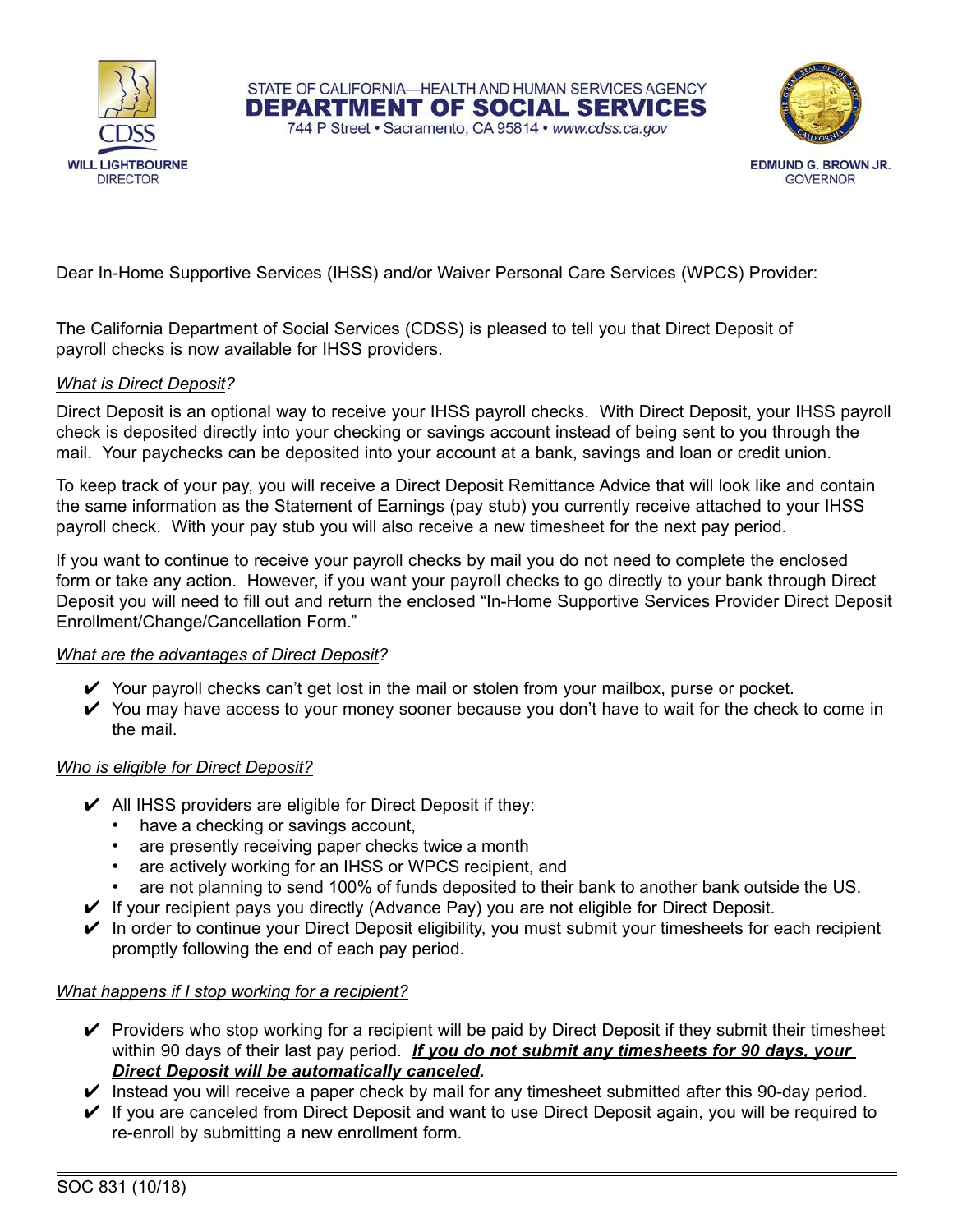CDSS
WILL LIGHTBOURNE
DIRECTOR

STATE OF CALIFORNIA—HEALTH AND HUMAN SERVICES AGENCY
**DEPARTMENT OF SOCIAL SERVICES**
744 P Street • Sacramento, CA 95814 • www.cdss.ca.gov

EDMUND G. BROWN JR.
GOVERNOR

Dear In-Home Supportive Services (IHSS) and/or Waiver Personal Care Services (WPCS) Provider:

The California Department of Social Services (CDSS) is pleased to tell you that Direct Deposit of payroll checks is now available for IHSS providers.

*What is Direct Deposit?*

Direct Deposit is an optional way to receive your IHSS payroll checks. With Direct Deposit, your IHSS payroll check is deposited directly into your checking or savings account instead of being sent to you through the mail. Your paychecks can be deposited into your account at a bank, savings and loan or credit union.

To keep track of your pay, you will receive a Direct Deposit Remittance Advice that will look like and contain the same information as the Statement of Earnings (pay stub) you currently receive attached to your IHSS payroll check. With your pay stub you will also receive a new timesheet for the next pay period.

If you want to continue to receive your payroll checks by mail you do not need to complete the enclosed form or take any action. However, if you want your payroll checks to go directly to your bank through Direct Deposit you will need to fill out and return the enclosed "In-Home Supportive Services Provider Direct Deposit Enrollment/Change/Cancellation Form."

*What are the advantages of Direct Deposit?*

- ✔ Your payroll checks can't get lost in the mail or stolen from your mailbox, purse or pocket.
- ✔ You may have access to your money sooner because you don't have to wait for the check to come in the mail.

*Who is eligible for Direct Deposit?*

- ✔ All IHSS providers are eligible for Direct Deposit if they:
  - have a checking or savings account,
  - are presently receiving paper checks twice a month
  - are actively working for an IHSS or WPCS recipient, and
  - are not planning to send 100% of funds deposited to their bank to another bank outside the US.
- ✔ If your recipient pays you directly (Advance Pay) you are not eligible for Direct Deposit.
- ✔ In order to continue your Direct Deposit eligibility, you must submit your timesheets for each recipient promptly following the end of each pay period.

*What happens if I stop working for a recipient?*

- ✔ Providers who stop working for a recipient will be paid by Direct Deposit if they submit their timesheet within 90 days of their last pay period. ***If you do not submit any timesheets for 90 days, your Direct Deposit will be automatically canceled.***
- ✔ Instead you will receive a paper check by mail for any timesheet submitted after this 90-day period.
- ✔ If you are canceled from Direct Deposit and want to use Direct Deposit again, you will be required to re-enroll by submitting a new enrollment form.

SOC 831 (10/18)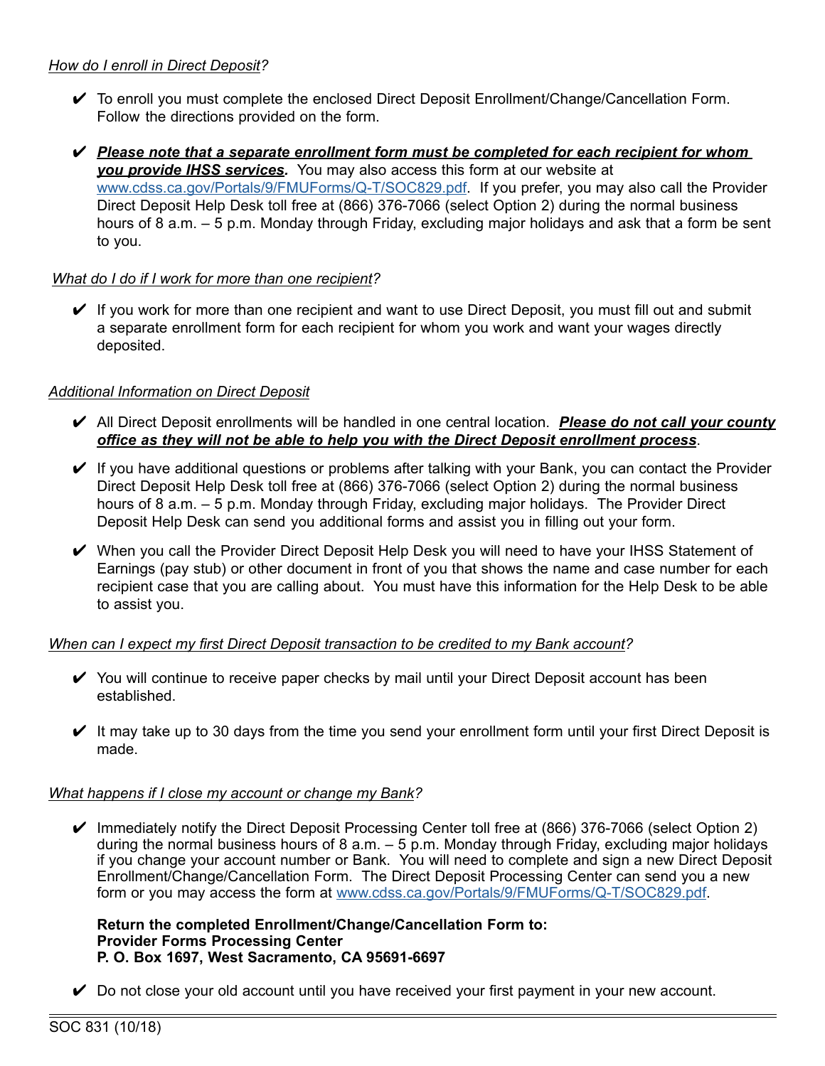*How do I enroll in Direct Deposit?*

- ✔ To enroll you must complete the enclosed Direct Deposit Enrollment/Change/Cancellation Form. Follow the directions provided on the form.

- ✔ ***Please note that a separate enrollment form must be completed for each recipient for whom you provide IHSS services.*** You may also access this form at our website at www.cdss.ca.gov/Portals/9/FMUForms/Q-T/SOC829.pdf. If you prefer, you may also call the Provider Direct Deposit Help Desk toll free at (866) 376-7066 (select Option 2) during the normal business hours of 8 a.m. – 5 p.m. Monday through Friday, excluding major holidays and ask that a form be sent to you.

*What do I do if I work for more than one recipient?*

- ✔ If you work for more than one recipient and want to use Direct Deposit, you must fill out and submit a separate enrollment form for each recipient for whom you work and want your wages directly deposited.

*Additional Information on Direct Deposit*

- ✔ All Direct Deposit enrollments will be handled in one central location. ***Please do not call your county office as they will not be able to help you with the Direct Deposit enrollment process***.
- ✔ If you have additional questions or problems after talking with your Bank, you can contact the Provider Direct Deposit Help Desk toll free at (866) 376-7066 (select Option 2) during the normal business hours of 8 a.m. – 5 p.m. Monday through Friday, excluding major holidays. The Provider Direct Deposit Help Desk can send you additional forms and assist you in filling out your form.
- ✔ When you call the Provider Direct Deposit Help Desk you will need to have your IHSS Statement of Earnings (pay stub) or other document in front of you that shows the name and case number for each recipient case that you are calling about. You must have this information for the Help Desk to be able to assist you.

*When can I expect my first Direct Deposit transaction to be credited to my Bank account?*

- ✔ You will continue to receive paper checks by mail until your Direct Deposit account has been established.

- ✔ It may take up to 30 days from the time you send your enrollment form until your first Direct Deposit is made.

*What happens if I close my account or change my Bank?*

- ✔ Immediately notify the Direct Deposit Processing Center toll free at (866) 376-7066 (select Option 2) during the normal business hours of 8 a.m. – 5 p.m. Monday through Friday, excluding major holidays if you change your account number or Bank. You will need to complete and sign a new Direct Deposit Enrollment/Change/Cancellation Form. The Direct Deposit Processing Center can send you a new form or you may access the form at www.cdss.ca.gov/Portals/9/FMUForms/Q-T/SOC829.pdf.

  **Return the completed Enrollment/Change/Cancellation Form to:**
  **Provider Forms Processing Center**
  **P. O. Box 1697, West Sacramento, CA 95691-6697**

- ✔ Do not close your old account until you have received your first payment in your new account.

SOC 831 (10/18)